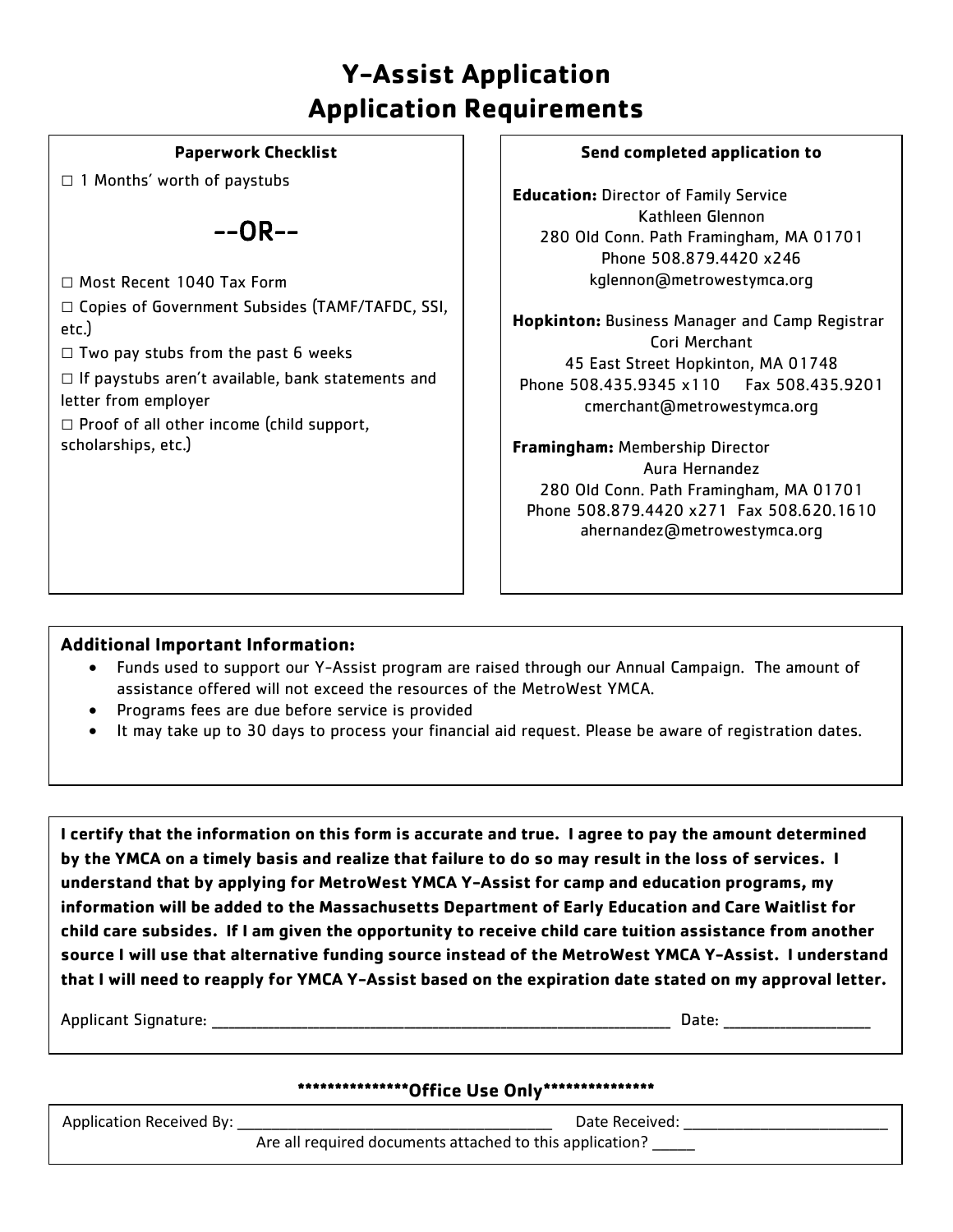# Y-Assist Application
## Application Requirements

**Paperwork Checklist**

☐ 1 Months' worth of paystubs

--OR--

☐ Most Recent 1040 Tax Form

☐ Copies of Government Subsides (TAMF/TAFDC, SSI, etc.)

☐ Two pay stubs from the past 6 weeks

☐ If paystubs aren't available, bank statements and letter from employer

☐ Proof of all other income (child support, scholarships, etc.)

**Send completed application to**

**Education:** Director of Family Service
Kathleen Glennon
280 Old Conn. Path Framingham, MA 01701
Phone 508.879.4420 x246
kglennon@metrowestymca.org

**Hopkinton:** Business Manager and Camp Registrar
Cori Merchant
45 East Street Hopkinton, MA 01748
Phone 508.435.9345 x110 Fax 508.435.9201
cmerchant@metrowestymca.org

**Framingham:** Membership Director
Aura Hernandez
280 Old Conn. Path Framingham, MA 01701
Phone 508.879.4420 x271 Fax 508.620.1610
ahernandez@metrowestymca.org

**Additional Important Information:**

- Funds used to support our Y-Assist program are raised through our Annual Campaign. The amount of assistance offered will not exceed the resources of the MetroWest YMCA.
- Programs fees are due before service is provided
- It may take up to 30 days to process your financial aid request. Please be aware of registration dates.

**I certify that the information on this form is accurate and true. I agree to pay the amount determined by the YMCA on a timely basis and realize that failure to do so may result in the loss of services. I understand that by applying for MetroWest YMCA Y-Assist for camp and education programs, my information will be added to the Massachusetts Department of Early Education and Care Waitlist for child care subsides. If I am given the opportunity to receive child care tuition assistance from another source I will use that alternative funding source instead of the MetroWest YMCA Y-Assist. I understand that I will need to reapply for YMCA Y-Assist based on the expiration date stated on my approval letter.**

Applicant Signature: ______________________________ Date: ______________

**\*\*\*\*\*\*\*\*\*\*\*\*\*\*\*Office Use Only\*\*\*\*\*\*\*\*\*\*\*\*\*\*\***

Application Received By: ______________________________ Date Received: ____________________

Are all required documents attached to this application? _____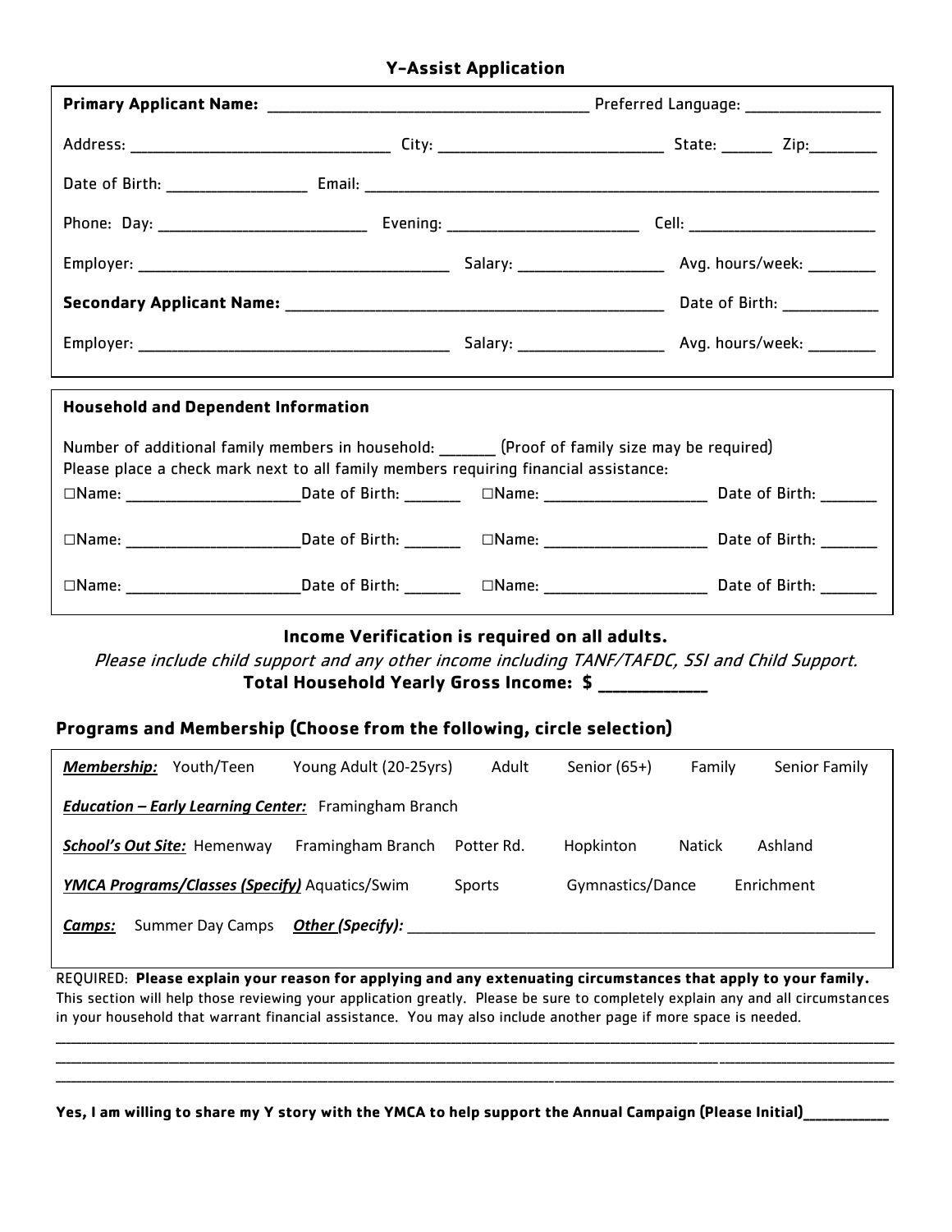## Y-Assist Application

**Primary Applicant Name:** ______________________________ Preferred Language: ______________

Address: ___________________________ City: ________________________ State: ______ Zip:________

Date of Birth: ______________ Email: ________________________________________________

Phone: Day: _____________________ Evening: ____________________ Cell: ____________________

Employer: ________________________________ Salary: _______________ Avg. hours/week: ________

**Secondary Applicant Name:** ______________________________________ Date of Birth: ___________

Employer: ________________________________ Salary: _______________ Avg. hours/week: ________

**Household and Dependent Information**

Number of additional family members in household: ______ (Proof of family size may be required)

Please place a check mark next to all family members requiring financial assistance:

☐Name: ___________________ Date of Birth: _______ ☐Name: __________________ Date of Birth: _______

☐Name: ___________________ Date of Birth: _______ ☐Name: __________________ Date of Birth: _______

☐Name: ___________________ Date of Birth: _______ ☐Name: __________________ Date of Birth: _______

**Income Verification is required on all adults.**

*Please include child support and any other income including TANF/TAFDC, SSI and Child Support.*

**Total Household Yearly Gross Income: $ ___________**

### Programs and Membership (Choose from the following, circle selection)

***Membership:*** Youth/Teen Young Adult (20-25yrs) Adult Senior (65+) Family Senior Family

***Education – Early Learning Center:*** Framingham Branch

***School's Out Site:*** Hemenway Framingham Branch Potter Rd. Hopkinton Natick Ashland

***YMCA Programs/Classes (Specify)*** Aquatics/Swim Sports Gymnastics/Dance Enrichment

***Camps:*** Summer Day Camps ***Other (Specify):*** ____________________________________________

REQUIRED: **Please explain your reason for applying and any extenuating circumstances that apply to your family.** This section will help those reviewing your application greatly. Please be sure to completely explain any and all circumstances in your household that warrant financial assistance. You may also include another page if more space is needed.

______________________________________________________________________________________________

______________________________________________________________________________________________

______________________________________________________________________________________________

**Yes, I am willing to share my Y story with the YMCA to help support the Annual Campaign (Please Initial)__________**